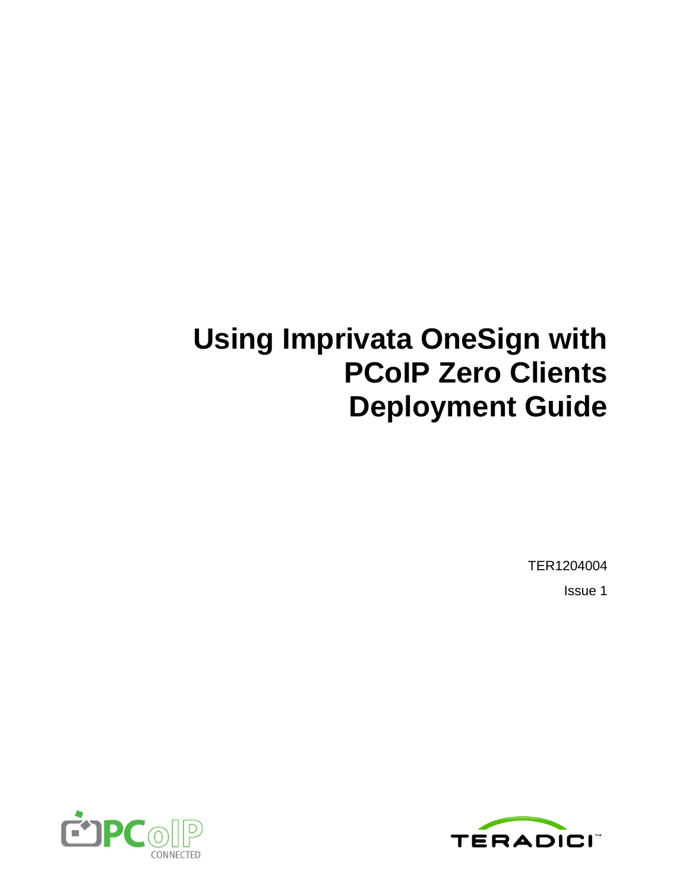# Using Imprivata OneSign with PCoIP Zero Clients Deployment Guide

TER1204004

Issue 1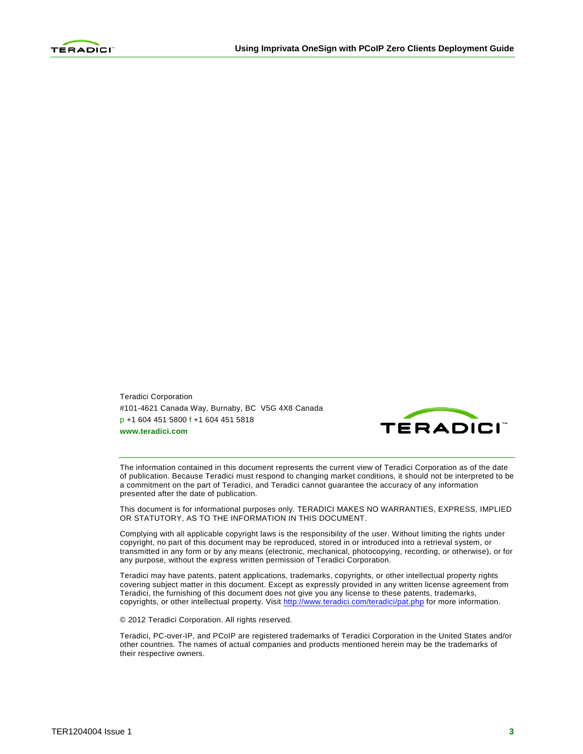Teradici Corporation
#101-4621 Canada Way, Burnaby, BC V5G 4X8 Canada
p +1 604 451 5800 f +1 604 451 5818
**www.teradici.com**

The information contained in this document represents the current view of Teradici Corporation as of the date of publication. Because Teradici must respond to changing market conditions, it should not be interpreted to be a commitment on the part of Teradici, and Teradici cannot guarantee the accuracy of any information presented after the date of publication.

This document is for informational purposes only. TERADICI MAKES NO WARRANTIES, EXPRESS, IMPLIED OR STATUTORY, AS TO THE INFORMATION IN THIS DOCUMENT.

Complying with all applicable copyright laws is the responsibility of the user. Without limiting the rights under copyright, no part of this document may be reproduced, stored in or introduced into a retrieval system, or transmitted in any form or by any means (electronic, mechanical, photocopying, recording, or otherwise), or for any purpose, without the express written permission of Teradici Corporation.

Teradici may have patents, patent applications, trademarks, copyrights, or other intellectual property rights covering subject matter in this document. Except as expressly provided in any written license agreement from Teradici, the furnishing of this document does not give you any license to these patents, trademarks, copyrights, or other intellectual property. Visit http://www.teradici.com/teradici/pat.php for more information.

© 2012 Teradici Corporation. All rights reserved.

Teradici, PC-over-IP, and PCoIP are registered trademarks of Teradici Corporation in the United States and/or other countries. The names of actual companies and products mentioned herein may be the trademarks of their respective owners.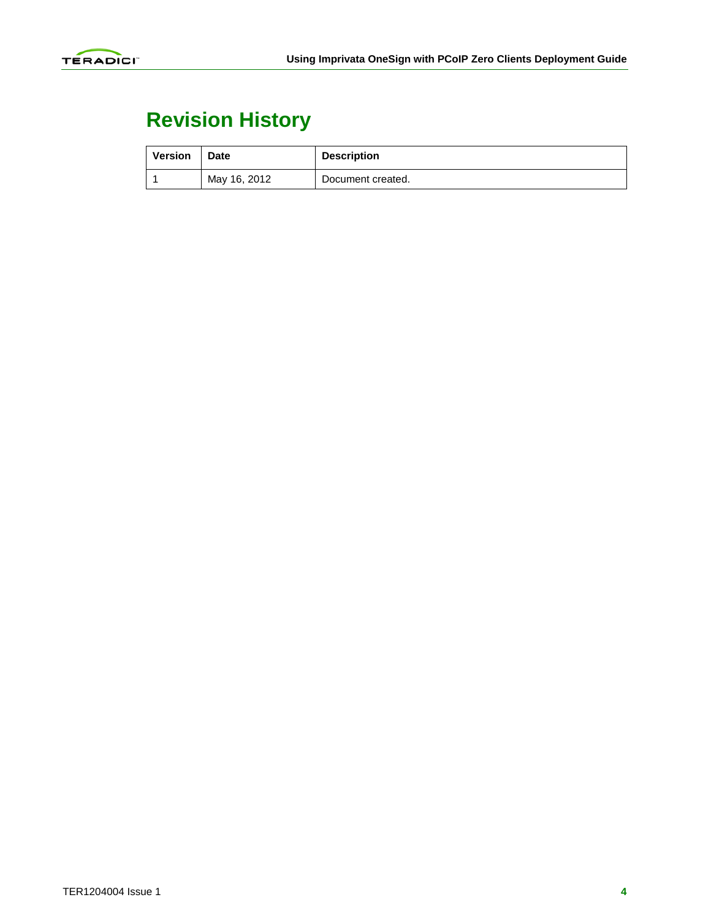# Revision History

| Version | Date | Description |
|---|---|---|
| 1 | May 16, 2012 | Document created. |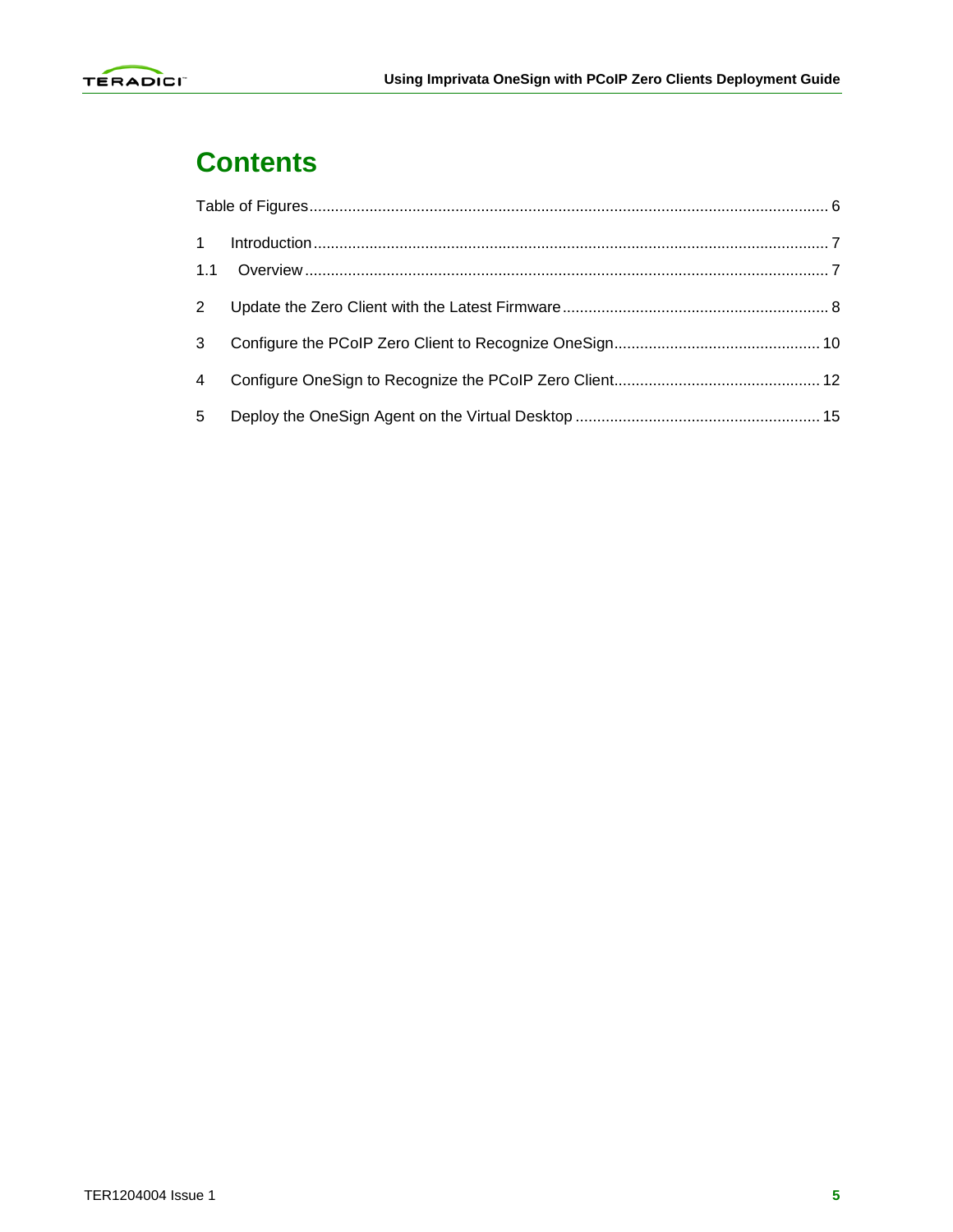# Contents

Table of Figures ........................................................................................................................ 6

1 Introduction ....................................................................................................................... 7

1.1 Overview ......................................................................................................................... 7

2 Update the Zero Client with the Latest Firmware ............................................................. 8

3 Configure the PCoIP Zero Client to Recognize OneSign ................................................ 10

4 Configure OneSign to Recognize the PCoIP Zero Client ................................................ 12

5 Deploy the OneSign Agent on the Virtual Desktop ......................................................... 15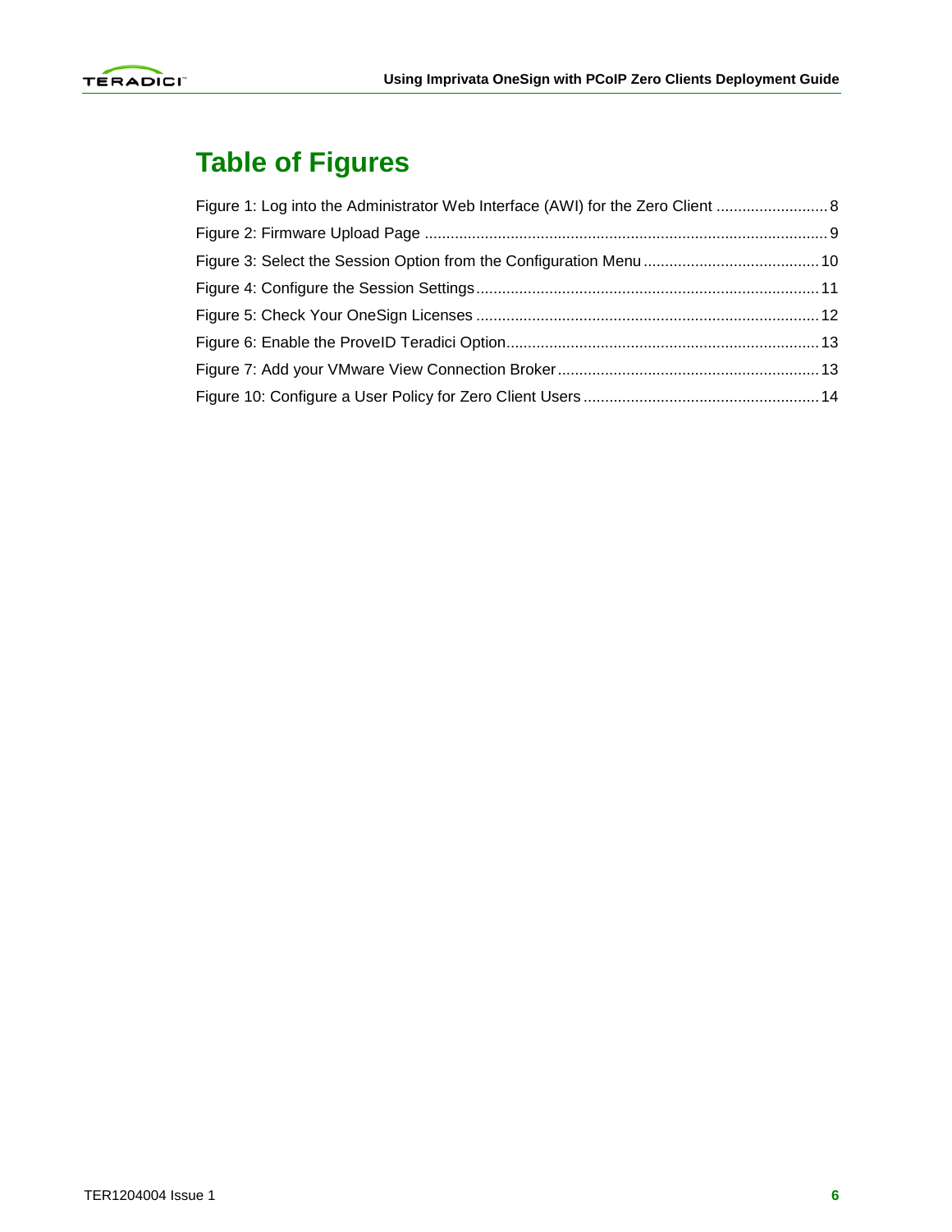# Table of Figures

Figure 1: Log into the Administrator Web Interface (AWI) for the Zero Client .......................... 8

Figure 2: Firmware Upload Page ............................................................................................ 9

Figure 3: Select the Session Option from the Configuration Menu ......................................... 10

Figure 4: Configure the Session Settings ............................................................................... 11

Figure 5: Check Your OneSign Licenses ................................................................................ 12

Figure 6: Enable the ProveID Teradici Option ......................................................................... 13

Figure 7: Add your VMware View Connection Broker ............................................................ 13

Figure 10: Configure a User Policy for Zero Client Users ...................................................... 14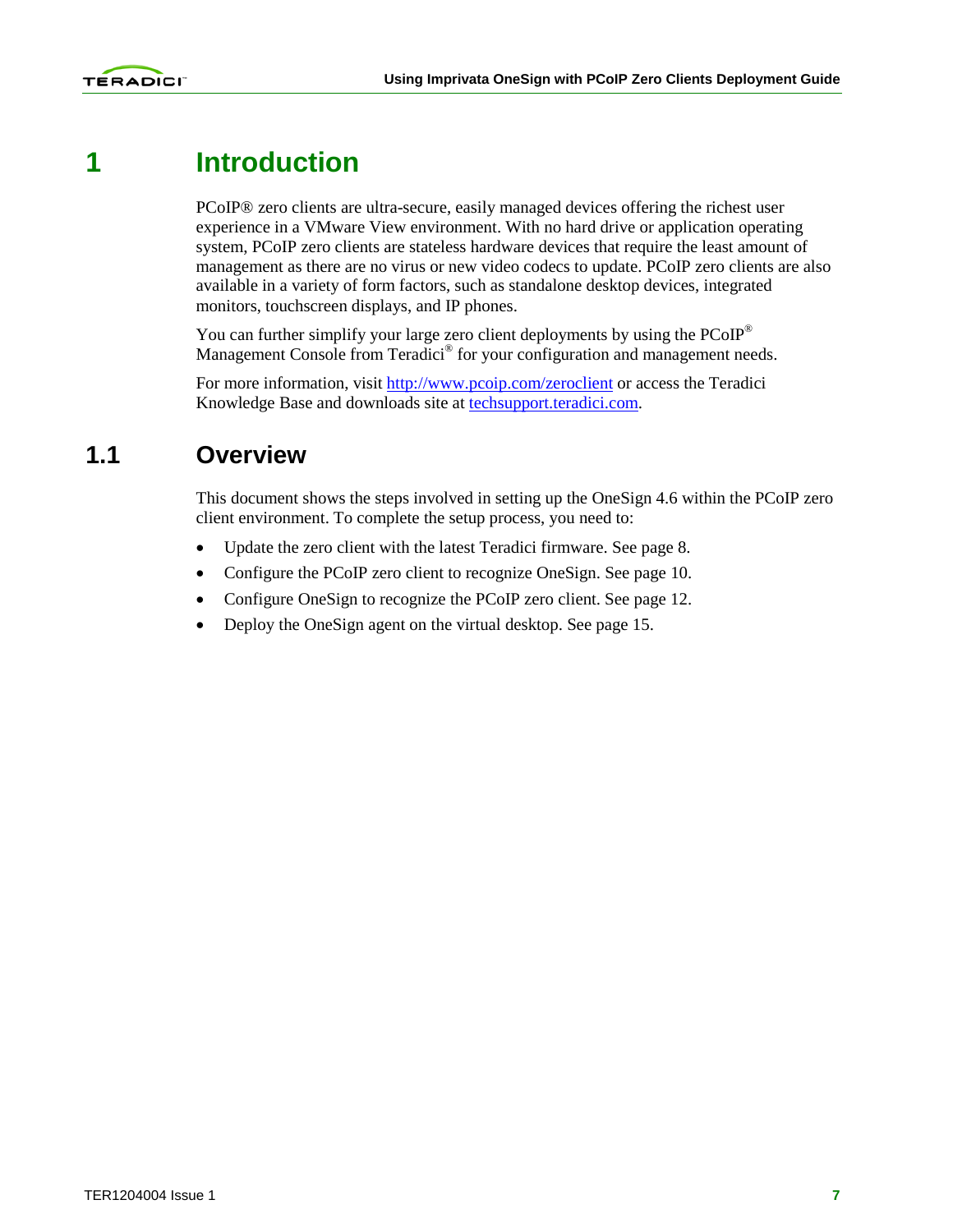# 1 Introduction

PCoIP® zero clients are ultra-secure, easily managed devices offering the richest user experience in a VMware View environment. With no hard drive or application operating system, PCoIP zero clients are stateless hardware devices that require the least amount of management as there are no virus or new video codecs to update. PCoIP zero clients are also available in a variety of form factors, such as standalone desktop devices, integrated monitors, touchscreen displays, and IP phones.

You can further simplify your large zero client deployments by using the PCoIP® Management Console from Teradici® for your configuration and management needs.

For more information, visit http://www.pcoip.com/zeroclient or access the Teradici Knowledge Base and downloads site at techsupport.teradici.com.

## 1.1 Overview

This document shows the steps involved in setting up the OneSign 4.6 within the PCoIP zero client environment. To complete the setup process, you need to:

- Update the zero client with the latest Teradici firmware. See page 8.
- Configure the PCoIP zero client to recognize OneSign. See page 10.
- Configure OneSign to recognize the PCoIP zero client. See page 12.
- Deploy the OneSign agent on the virtual desktop. See page 15.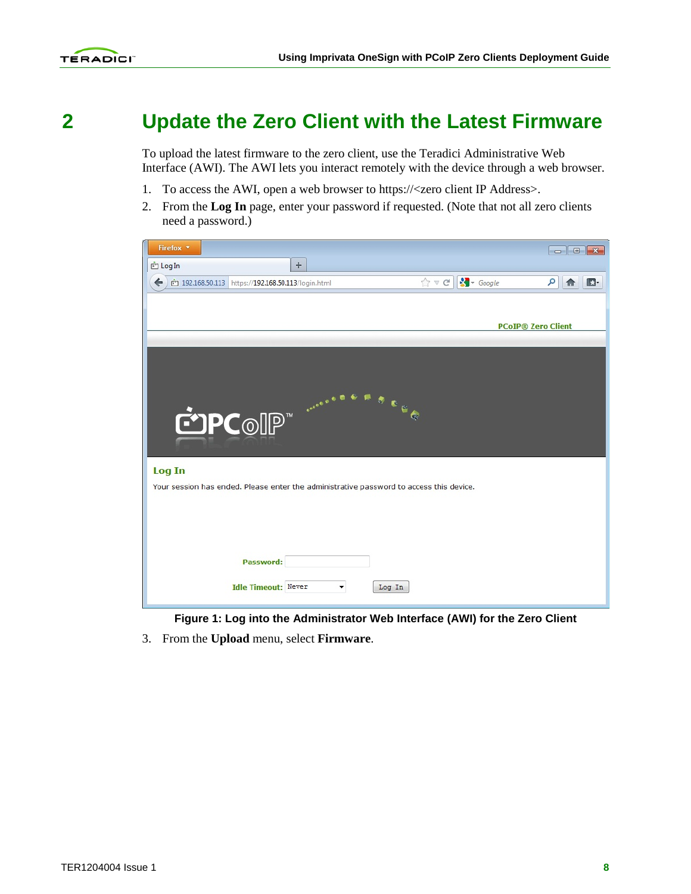# 2 Update the Zero Client with the Latest Firmware

To upload the latest firmware to the zero client, use the Teradici Administrative Web Interface (AWI). The AWI lets you interact remotely with the device through a web browser.

1. To access the AWI, open a web browser to https://<zero client IP Address>.
2. From the **Log In** page, enter your password if requested. (Note that not all zero clients need a password.)

**Figure 1: Log into the Administrator Web Interface (AWI) for the Zero Client**

3. From the **Upload** menu, select **Firmware**.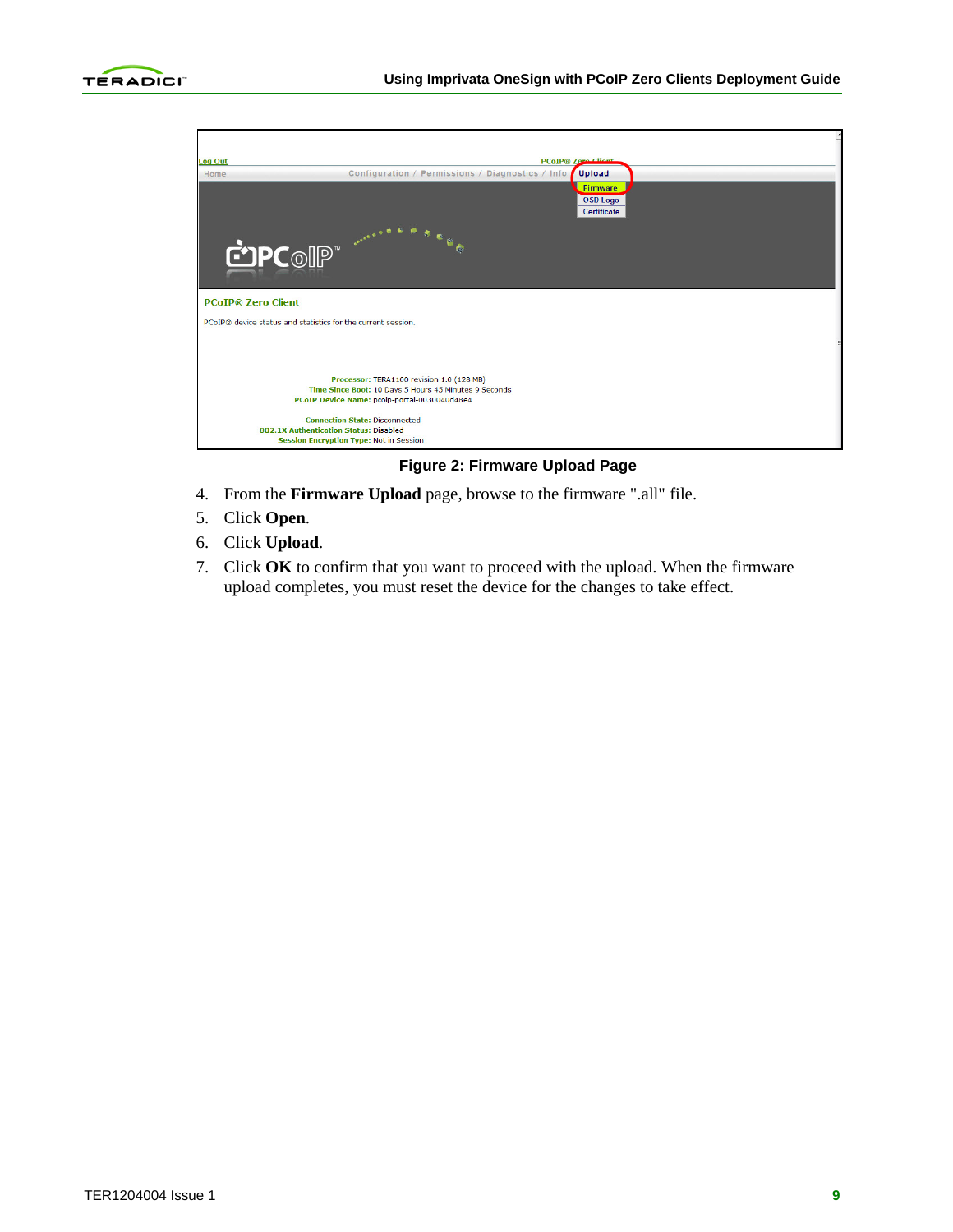Figure 2: Firmware Upload Page

4. From the **Firmware Upload** page, browse to the firmware ".all" file.
5. Click **Open**.
6. Click **Upload**.
7. Click **OK** to confirm that you want to proceed with the upload. When the firmware upload completes, you must reset the device for the changes to take effect.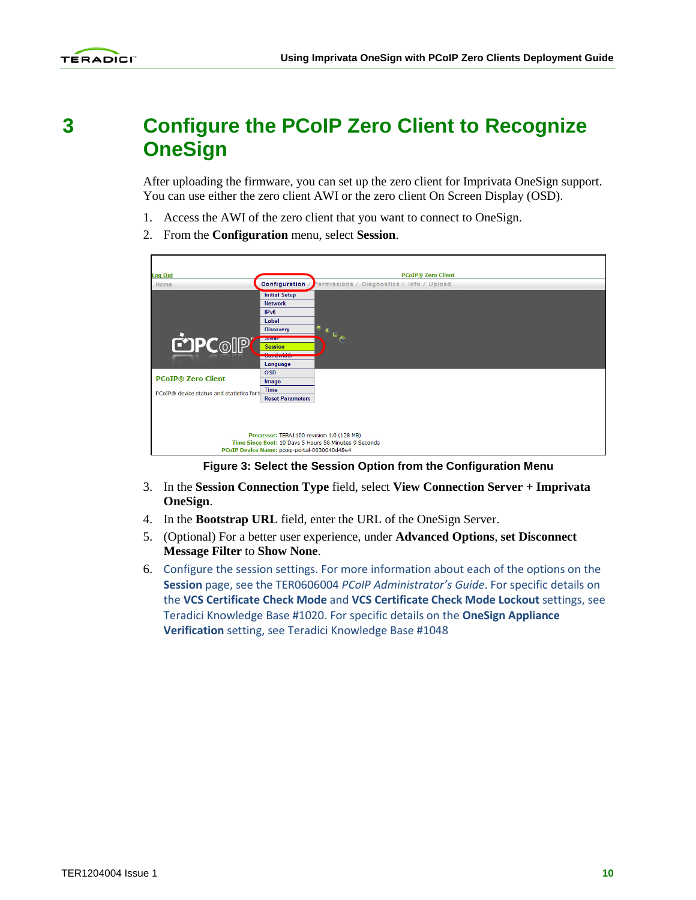# 3 Configure the PCoIP Zero Client to Recognize OneSign

After uploading the firmware, you can set up the zero client for Imprivata OneSign support. You can use either the zero client AWI or the zero client On Screen Display (OSD).

1. Access the AWI of the zero client that you want to connect to OneSign.
2. From the **Configuration** menu, select **Session**.

Figure 3: Select the Session Option from the Configuration Menu

3. In the **Session Connection Type** field, select **View Connection Server + Imprivata OneSign**.
4. In the **Bootstrap URL** field, enter the URL of the OneSign Server.
5. (Optional) For a better user experience, under **Advanced Options**, **set Disconnect Message Filter** to **Show None**.
6. Configure the session settings. For more information about each of the options on the **Session** page, see the TER0606004 *PCoIP Administrator's Guide*. For specific details on the **VCS Certificate Check Mode** and **VCS Certificate Check Mode Lockout** settings, see Teradici Knowledge Base #1020. For specific details on the **OneSign Appliance Verification** setting, see Teradici Knowledge Base #1048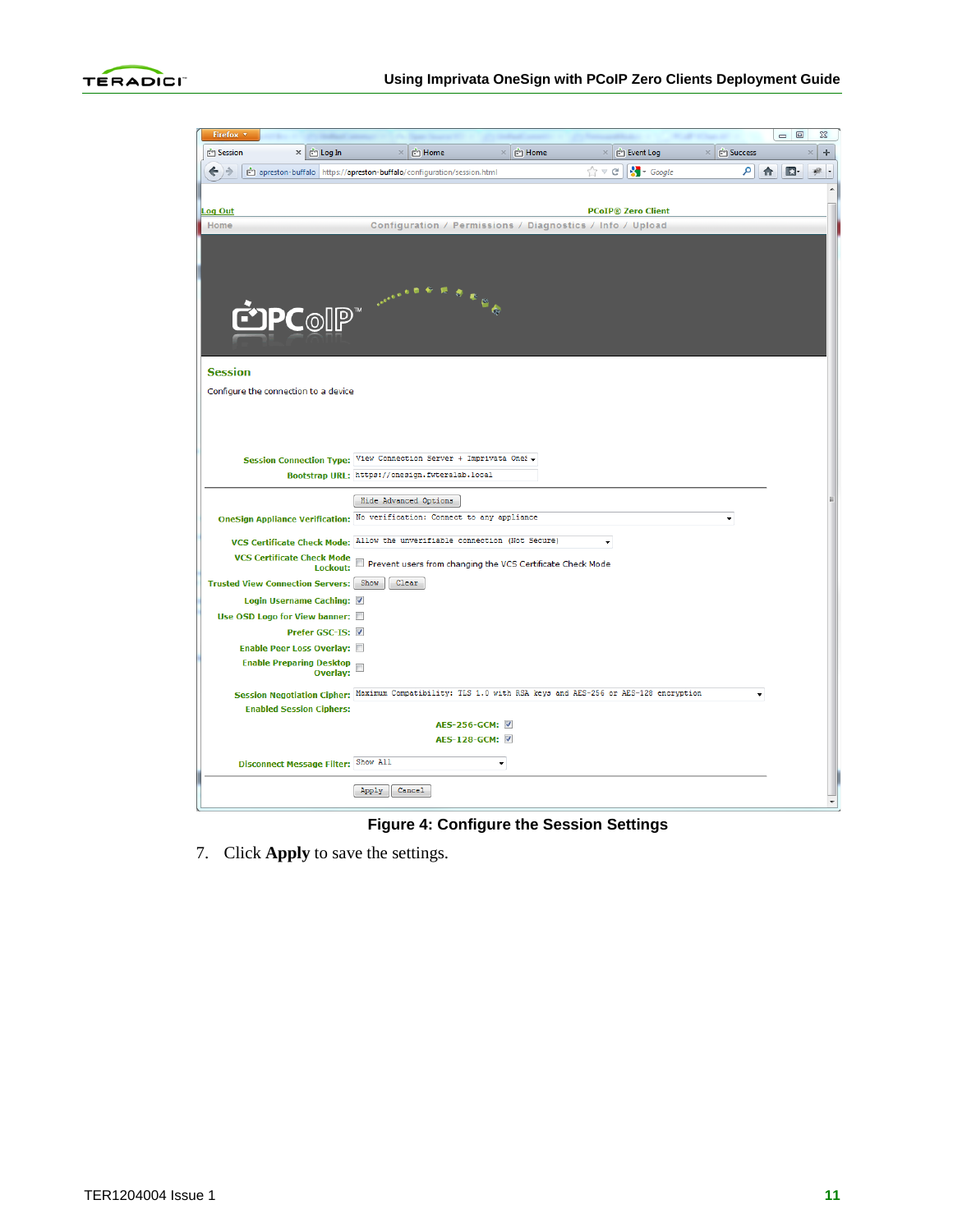Figure 4: Configure the Session Settings

7. Click **Apply** to save the settings.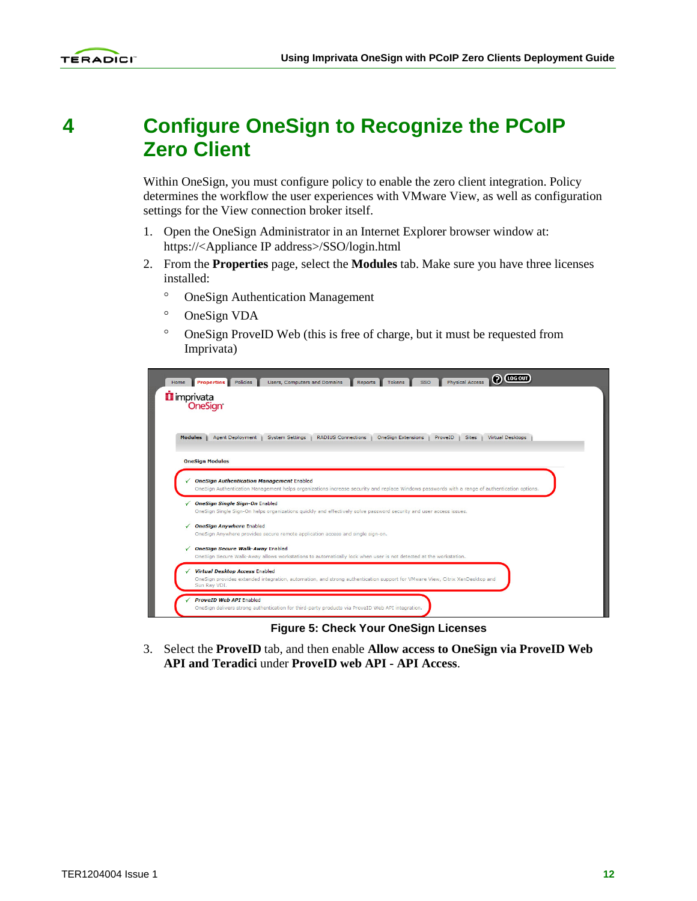# 4 Configure OneSign to Recognize the PCoIP Zero Client

Within OneSign, you must configure policy to enable the zero client integration. Policy determines the workflow the user experiences with VMware View, as well as configuration settings for the View connection broker itself.

1. Open the OneSign Administrator in an Internet Explorer browser window at: https://<Appliance IP address>/SSO/login.html
2. From the **Properties** page, select the **Modules** tab. Make sure you have three licenses installed:
   - OneSign Authentication Management
   - OneSign VDA
   - OneSign ProveID Web (this is free of charge, but it must be requested from Imprivata)

**Figure 5: Check Your OneSign Licenses**

3. Select the **ProveID** tab, and then enable **Allow access to OneSign via ProveID Web API and Teradici** under **ProveID web API - API Access**.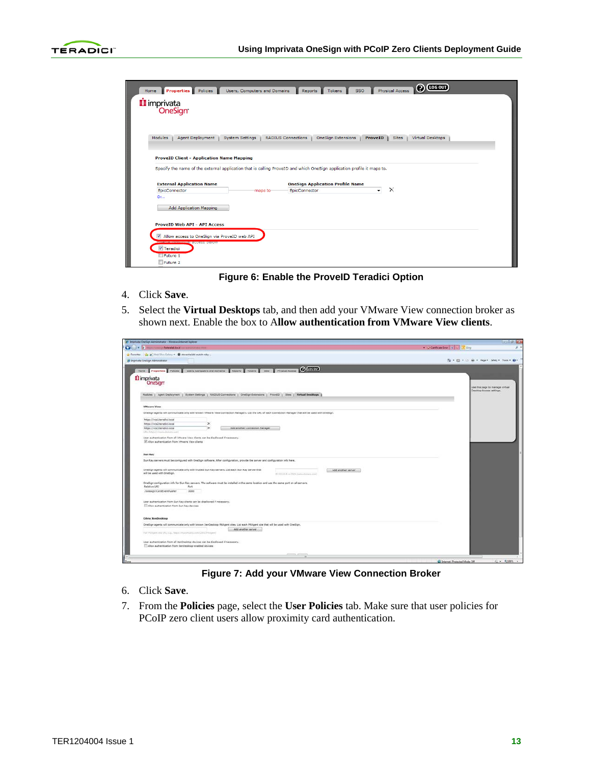**Figure 6: Enable the ProveID Teradici Option**

4. Click **Save**.
5. Select the **Virtual Desktops** tab, and then add your VMware View connection broker as shown next. Enable the box to A**llow authentication from VMware View clients**.

**Figure 7: Add your VMware View Connection Broker**

6. Click **Save**.
7. From the **Policies** page, select the **User Policies** tab. Make sure that user policies for PCoIP zero client users allow proximity card authentication.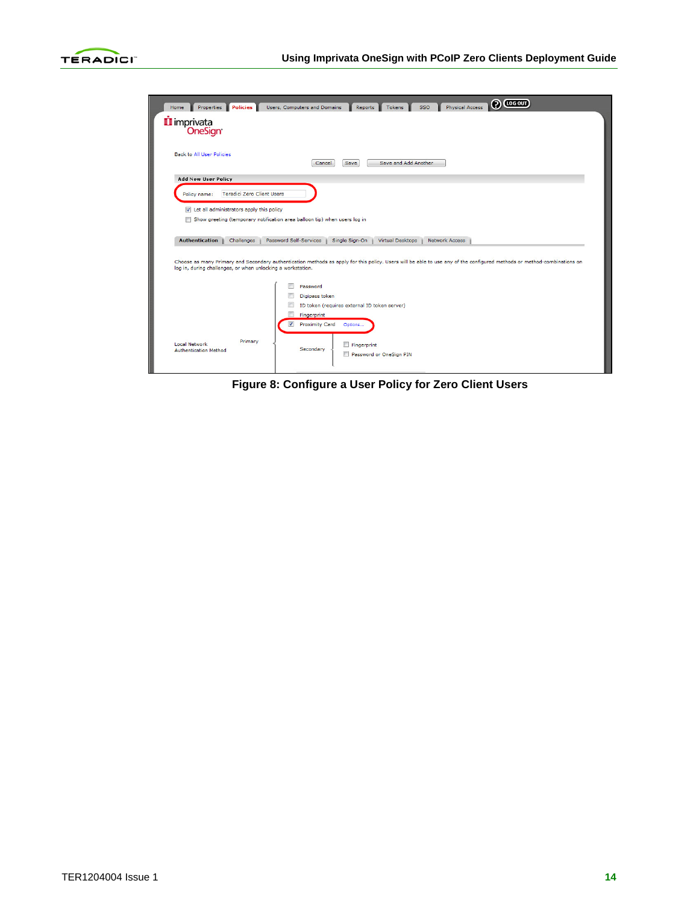Figure 8: Configure a User Policy for Zero Client Users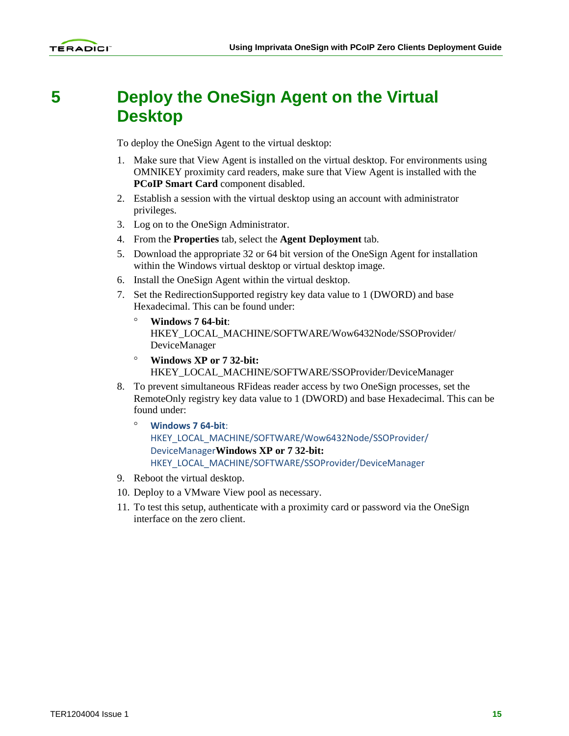# 5 Deploy the OneSign Agent on the Virtual Desktop

To deploy the OneSign Agent to the virtual desktop:

1. Make sure that View Agent is installed on the virtual desktop. For environments using OMNIKEY proximity card readers, make sure that View Agent is installed with the **PCoIP Smart Card** component disabled.
2. Establish a session with the virtual desktop using an account with administrator privileges.
3. Log on to the OneSign Administrator.
4. From the **Properties** tab, select the **Agent Deployment** tab.
5. Download the appropriate 32 or 64 bit version of the OneSign Agent for installation within the Windows virtual desktop or virtual desktop image.
6. Install the OneSign Agent within the virtual desktop.
7. Set the RedirectionSupported registry key data value to 1 (DWORD) and base Hexadecimal. This can be found under:
   - **Windows 7 64-bit**: HKEY_LOCAL_MACHINE/SOFTWARE/Wow6432Node/SSOProvider/DeviceManager
   - **Windows XP or 7 32-bit:** HKEY_LOCAL_MACHINE/SOFTWARE/SSOProvider/DeviceManager
8. To prevent simultaneous RFideas reader access by two OneSign processes, set the RemoteOnly registry key data value to 1 (DWORD) and base Hexadecimal. This can be found under:
   - **Windows 7 64-bit**: HKEY_LOCAL_MACHINE/SOFTWARE/Wow6432Node/SSOProvider/DeviceManager**Windows XP or 7 32-bit:** HKEY_LOCAL_MACHINE/SOFTWARE/SSOProvider/DeviceManager
9. Reboot the virtual desktop.
10. Deploy to a VMware View pool as necessary.
11. To test this setup, authenticate with a proximity card or password via the OneSign interface on the zero client.